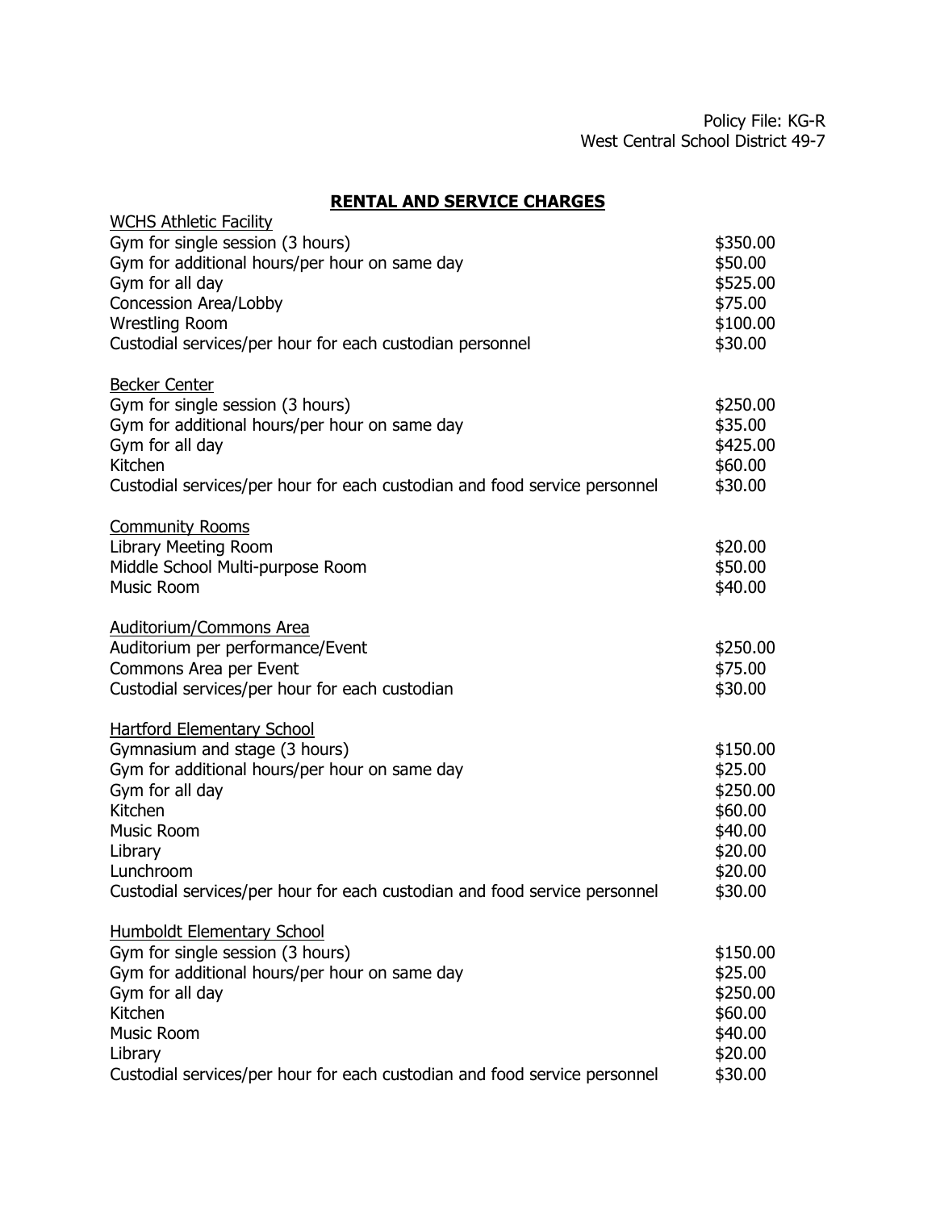Policy File: KG-R
West Central School District 49-7

## RENTAL AND SERVICE CHARGES

**WCHS Athletic Facility**

| Item | Charge |
| --- | --- |
| Gym for single session (3 hours) | \$350.00 |
| Gym for additional hours/per hour on same day | \$50.00 |
| Gym for all day | \$525.00 |
| Concession Area/Lobby | \$75.00 |
| Wrestling Room | \$100.00 |
| Custodial services/per hour for each custodian personnel | \$30.00 |

**Becker Center**

| Item | Charge |
| --- | --- |
| Gym for single session (3 hours) | \$250.00 |
| Gym for additional hours/per hour on same day | \$35.00 |
| Gym for all day | \$425.00 |
| Kitchen | \$60.00 |
| Custodial services/per hour for each custodian and food service personnel | \$30.00 |

**Community Rooms**

| Item | Charge |
| --- | --- |
| Library Meeting Room | \$20.00 |
| Middle School Multi-purpose Room | \$50.00 |
| Music Room | \$40.00 |

**Auditorium/Commons Area**

| Item | Charge |
| --- | --- |
| Auditorium per performance/Event | \$250.00 |
| Commons Area per Event | \$75.00 |
| Custodial services/per hour for each custodian | \$30.00 |

**Hartford Elementary School**

| Item | Charge |
| --- | --- |
| Gymnasium and stage (3 hours) | \$150.00 |
| Gym for additional hours/per hour on same day | \$25.00 |
| Gym for all day | \$250.00 |
| Kitchen | \$60.00 |
| Music Room | \$40.00 |
| Library | \$20.00 |
| Lunchroom | \$20.00 |
| Custodial services/per hour for each custodian and food service personnel | \$30.00 |

**Humboldt Elementary School**

| Item | Charge |
| --- | --- |
| Gym for single session (3 hours) | \$150.00 |
| Gym for additional hours/per hour on same day | \$25.00 |
| Gym for all day | \$250.00 |
| Kitchen | \$60.00 |
| Music Room | \$40.00 |
| Library | \$20.00 |
| Custodial services/per hour for each custodian and food service personnel | \$30.00 |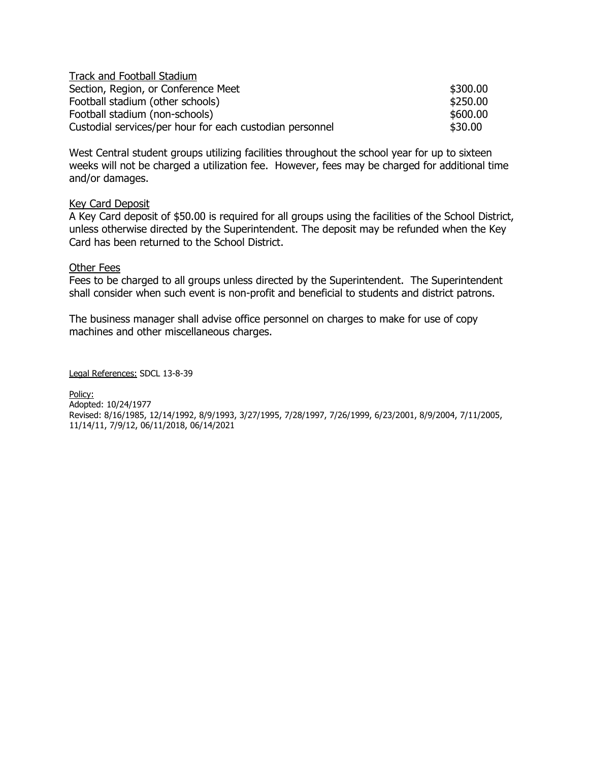Track and Football Stadium

| | |
|---|---|
| Section, Region, or Conference Meet | $300.00 |
| Football stadium (other schools) | $250.00 |
| Football stadium (non-schools) | $600.00 |
| Custodial services/per hour for each custodian personnel | $30.00 |

West Central student groups utilizing facilities throughout the school year for up to sixteen weeks will not be charged a utilization fee. However, fees may be charged for additional time and/or damages.

Key Card Deposit

A Key Card deposit of $50.00 is required for all groups using the facilities of the School District, unless otherwise directed by the Superintendent. The deposit may be refunded when the Key Card has been returned to the School District.

Other Fees

Fees to be charged to all groups unless directed by the Superintendent. The Superintendent shall consider when such event is non-profit and beneficial to students and district patrons.

The business manager shall advise office personnel on charges to make for use of copy machines and other miscellaneous charges.

Legal References: SDCL 13-8-39

Policy:
Adopted: 10/24/1977
Revised: 8/16/1985, 12/14/1992, 8/9/1993, 3/27/1995, 7/28/1997, 7/26/1999, 6/23/2001, 8/9/2004, 7/11/2005, 11/14/11, 7/9/12, 06/11/2018, 06/14/2021